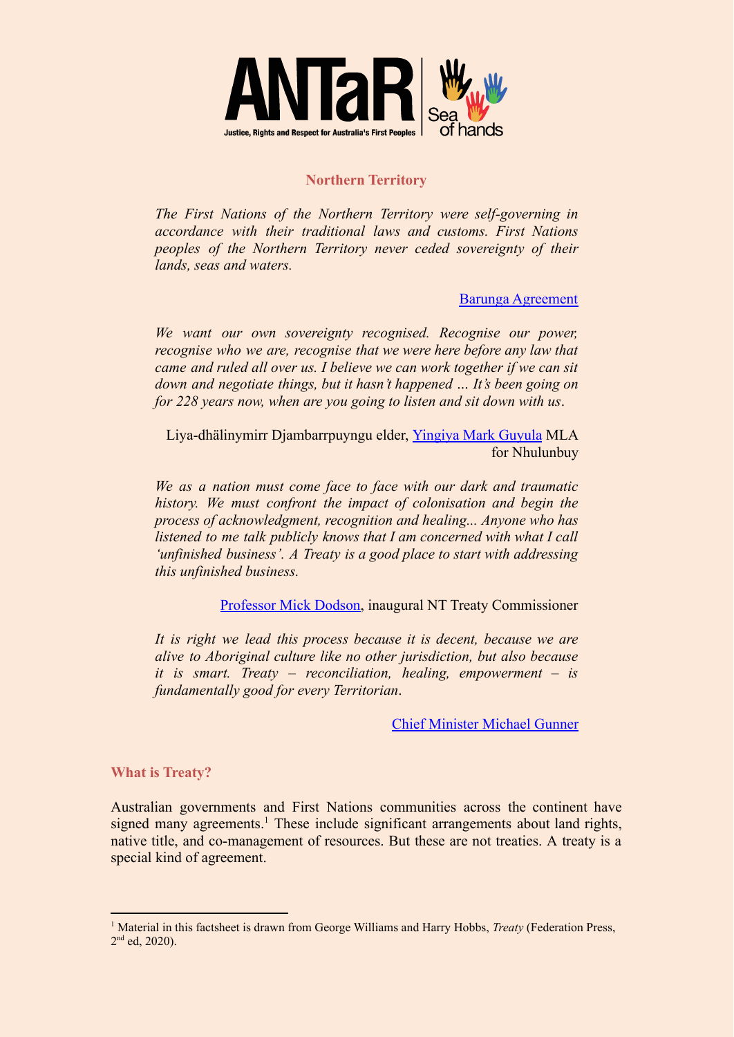ANTaR | Sea of hands

Justice, Rights and Respect for Australia's First Peoples

## Northern Territory

*The First Nations of the Northern Territory were self-governing in accordance with their traditional laws and customs. First Nations peoples of the Northern Territory never ceded sovereignty of their lands, seas and waters.*

[Barunga Agreement]

*We want our own sovereignty recognised. Recognise our power, recognise who we are, recognise that we were here before any law that came and ruled all over us. I believe we can work together if we can sit down and negotiate things, but it hasn't happened … It's been going on for 228 years now, when are you going to listen and sit down with us.*

Liya-dhälinymirr Djambarrpuyngu elder, Yingiya Mark Guyula MLA for Nhulunbuy

*We as a nation must come face to face with our dark and traumatic history. We must confront the impact of colonisation and begin the process of acknowledgment, recognition and healing... Anyone who has listened to me talk publicly knows that I am concerned with what I call 'unfinished business'. A Treaty is a good place to start with addressing this unfinished business.*

Professor Mick Dodson, inaugural NT Treaty Commissioner

*It is right we lead this process because it is decent, because we are alive to Aboriginal culture like no other jurisdiction, but also because it is smart. Treaty – reconciliation, healing, empowerment – is fundamentally good for every Territorian.*

Chief Minister Michael Gunner

### What is Treaty?

Australian governments and First Nations communities across the continent have signed many agreements.[1] These include significant arrangements about land rights, native title, and co-management of resources. But these are not treaties. A treaty is a special kind of agreement.

---

[1] Material in this factsheet is drawn from George Williams and Harry Hobbs, *Treaty* (Federation Press, 2nd ed, 2020).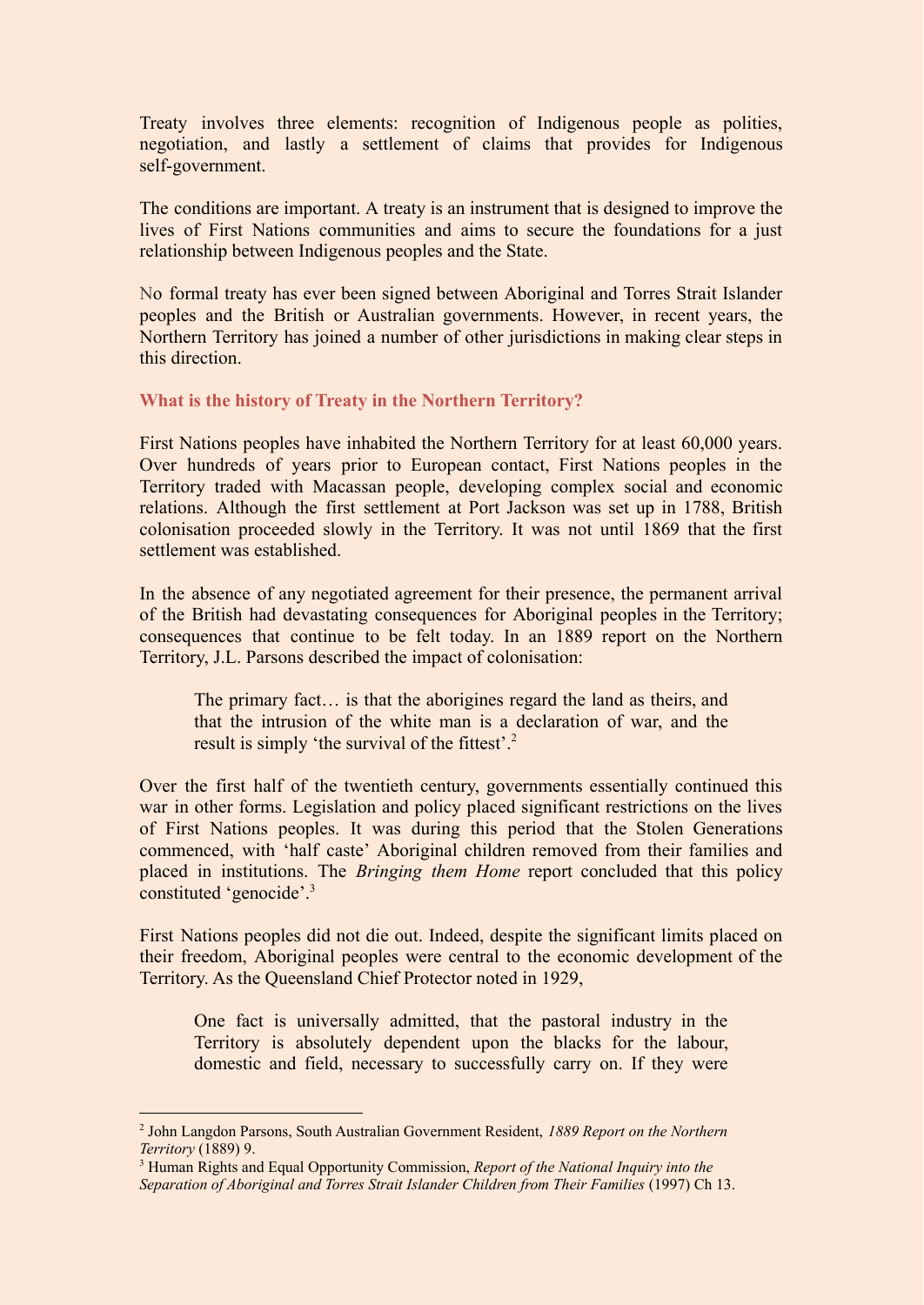Treaty involves three elements: recognition of Indigenous people as polities, negotiation, and lastly a settlement of claims that provides for Indigenous self-government.

The conditions are important. A treaty is an instrument that is designed to improve the lives of First Nations communities and aims to secure the foundations for a just relationship between Indigenous peoples and the State.

No formal treaty has ever been signed between Aboriginal and Torres Strait Islander peoples and the British or Australian governments. However, in recent years, the Northern Territory has joined a number of other jurisdictions in making clear steps in this direction.

## What is the history of Treaty in the Northern Territory?

First Nations peoples have inhabited the Northern Territory for at least 60,000 years. Over hundreds of years prior to European contact, First Nations peoples in the Territory traded with Macassan people, developing complex social and economic relations. Although the first settlement at Port Jackson was set up in 1788, British colonisation proceeded slowly in the Territory. It was not until 1869 that the first settlement was established.

In the absence of any negotiated agreement for their presence, the permanent arrival of the British had devastating consequences for Aboriginal peoples in the Territory; consequences that continue to be felt today. In an 1889 report on the Northern Territory, J.L. Parsons described the impact of colonisation:

> The primary fact… is that the aborigines regard the land as theirs, and that the intrusion of the white man is a declaration of war, and the result is simply 'the survival of the fittest'.[2]

Over the first half of the twentieth century, governments essentially continued this war in other forms. Legislation and policy placed significant restrictions on the lives of First Nations peoples. It was during this period that the Stolen Generations commenced, with 'half caste' Aboriginal children removed from their families and placed in institutions. The *Bringing them Home* report concluded that this policy constituted 'genocide'.[3]

First Nations peoples did not die out. Indeed, despite the significant limits placed on their freedom, Aboriginal peoples were central to the economic development of the Territory. As the Queensland Chief Protector noted in 1929,

> One fact is universally admitted, that the pastoral industry in the Territory is absolutely dependent upon the blacks for the labour, domestic and field, necessary to successfully carry on. If they were

---

[2] John Langdon Parsons, South Australian Government Resident, *1889 Report on the Northern Territory* (1889) 9.

[3] Human Rights and Equal Opportunity Commission, *Report of the National Inquiry into the Separation of Aboriginal and Torres Strait Islander Children from Their Families* (1997) Ch 13.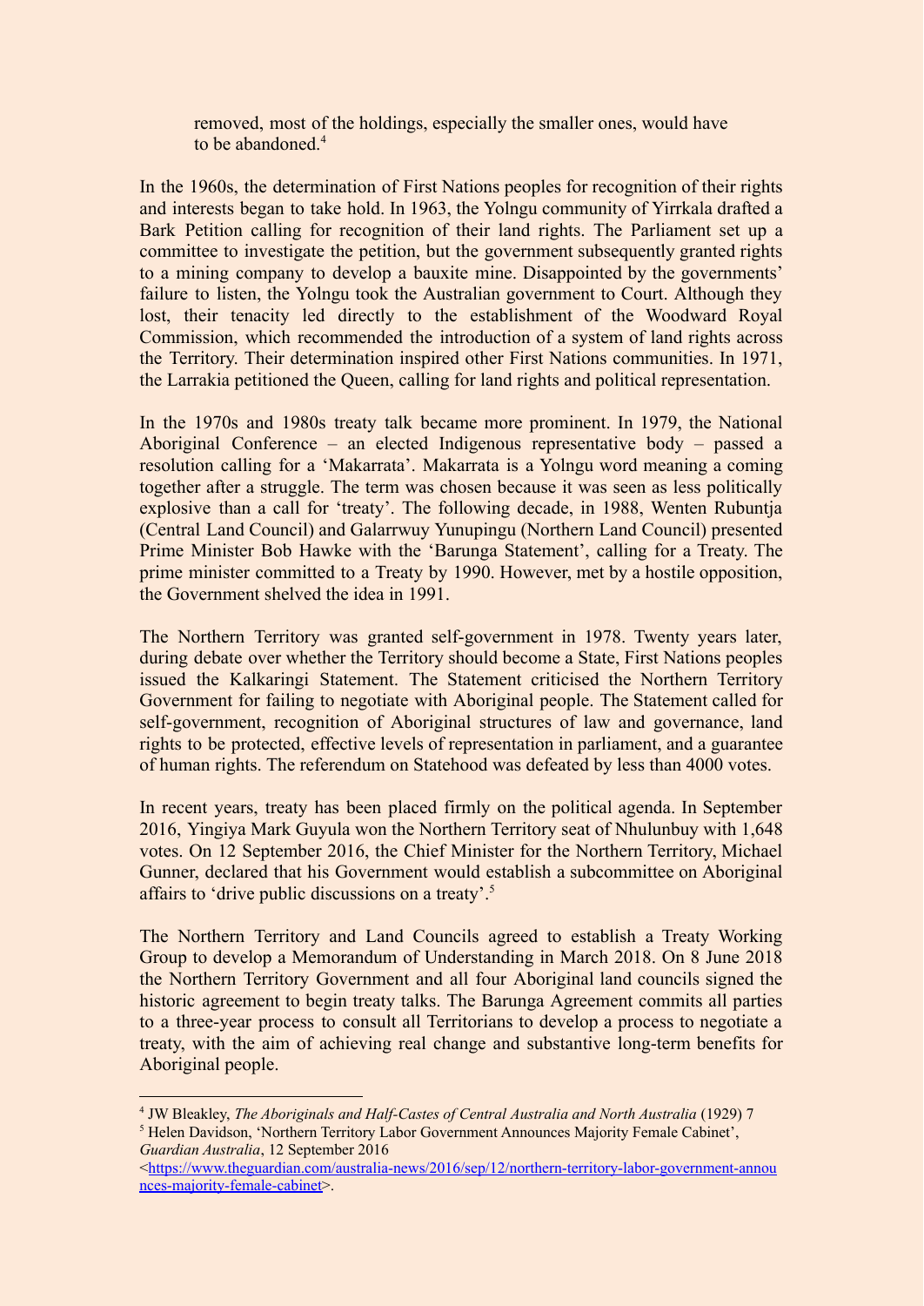> removed, most of the holdings, especially the smaller ones, would have to be abandoned.[4]

In the 1960s, the determination of First Nations peoples for recognition of their rights and interests began to take hold. In 1963, the Yolngu community of Yirrkala drafted a Bark Petition calling for recognition of their land rights. The Parliament set up a committee to investigate the petition, but the government subsequently granted rights to a mining company to develop a bauxite mine. Disappointed by the governments' failure to listen, the Yolngu took the Australian government to Court. Although they lost, their tenacity led directly to the establishment of the Woodward Royal Commission, which recommended the introduction of a system of land rights across the Territory. Their determination inspired other First Nations communities. In 1971, the Larrakia petitioned the Queen, calling for land rights and political representation.

In the 1970s and 1980s treaty talk became more prominent. In 1979, the National Aboriginal Conference – an elected Indigenous representative body – passed a resolution calling for a 'Makarrata'. Makarrata is a Yolngu word meaning a coming together after a struggle. The term was chosen because it was seen as less politically explosive than a call for 'treaty'. The following decade, in 1988, Wenten Rubuntja (Central Land Council) and Galarrwuy Yunupingu (Northern Land Council) presented Prime Minister Bob Hawke with the 'Barunga Statement', calling for a Treaty. The prime minister committed to a Treaty by 1990. However, met by a hostile opposition, the Government shelved the idea in 1991.

The Northern Territory was granted self-government in 1978. Twenty years later, during debate over whether the Territory should become a State, First Nations peoples issued the Kalkaringi Statement. The Statement criticised the Northern Territory Government for failing to negotiate with Aboriginal people. The Statement called for self-government, recognition of Aboriginal structures of law and governance, land rights to be protected, effective levels of representation in parliament, and a guarantee of human rights. The referendum on Statehood was defeated by less than 4000 votes.

In recent years, treaty has been placed firmly on the political agenda. In September 2016, Yingiya Mark Guyula won the Northern Territory seat of Nhulunbuy with 1,648 votes. On 12 September 2016, the Chief Minister for the Northern Territory, Michael Gunner, declared that his Government would establish a subcommittee on Aboriginal affairs to 'drive public discussions on a treaty'.[5]

The Northern Territory and Land Councils agreed to establish a Treaty Working Group to develop a Memorandum of Understanding in March 2018. On 8 June 2018 the Northern Territory Government and all four Aboriginal land councils signed the historic agreement to begin treaty talks. The Barunga Agreement commits all parties to a three-year process to consult all Territorians to develop a process to negotiate a treaty, with the aim of achieving real change and substantive long-term benefits for Aboriginal people.

---

[4] JW Bleakley, *The Aboriginals and Half-Castes of Central Australia and North Australia* (1929) 7

[5] Helen Davidson, 'Northern Territory Labor Government Announces Majority Female Cabinet', *Guardian Australia*, 12 September 2016 <https://www.theguardian.com/australia-news/2016/sep/12/northern-territory-labor-government-announces-majority-female-cabinet>.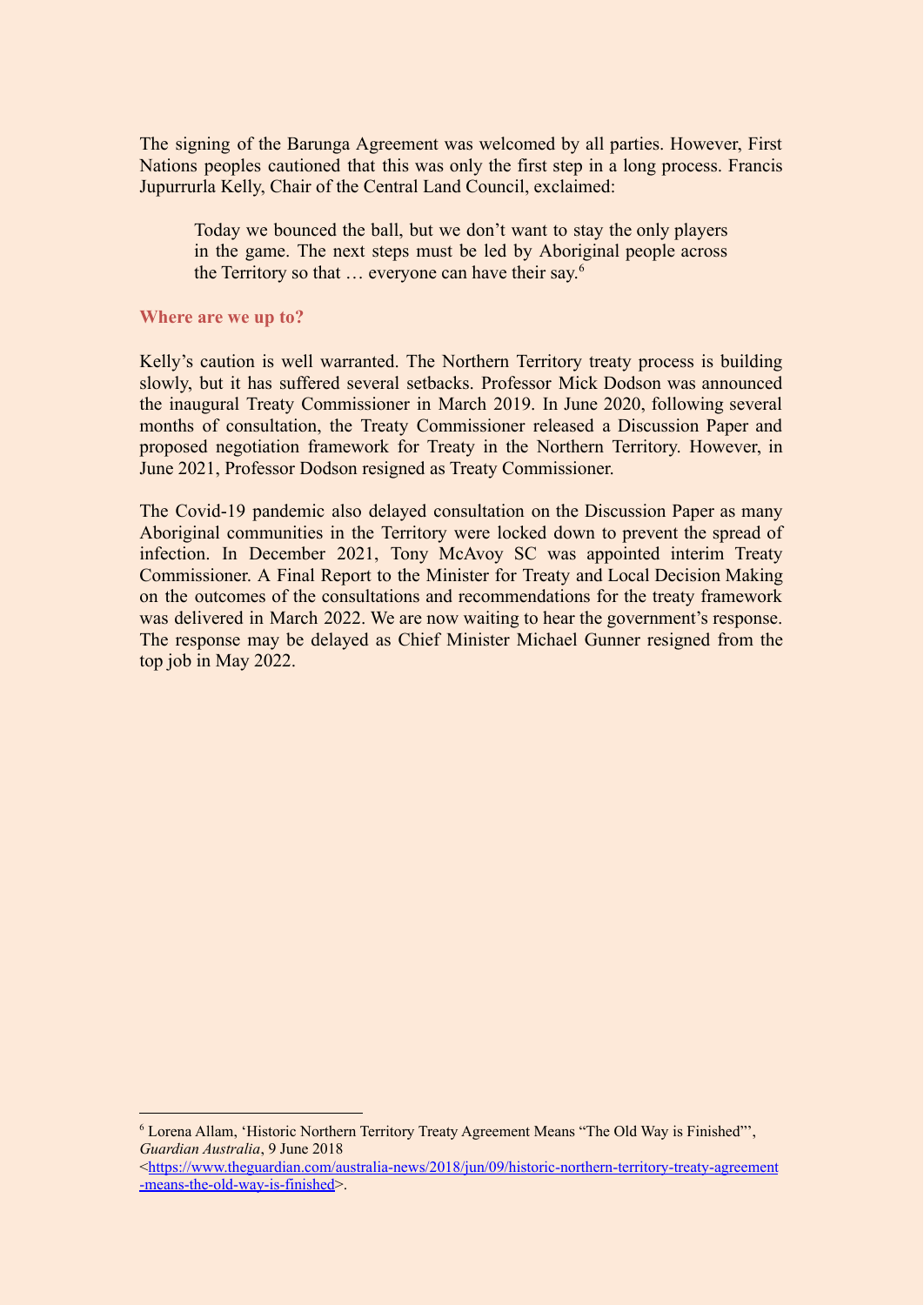The signing of the Barunga Agreement was welcomed by all parties. However, First Nations peoples cautioned that this was only the first step in a long process. Francis Jupurrurla Kelly, Chair of the Central Land Council, exclaimed:

> Today we bounced the ball, but we don't want to stay the only players in the game. The next steps must be led by Aboriginal people across the Territory so that … everyone can have their say.[6]

### Where are we up to?

Kelly's caution is well warranted. The Northern Territory treaty process is building slowly, but it has suffered several setbacks. Professor Mick Dodson was announced the inaugural Treaty Commissioner in March 2019. In June 2020, following several months of consultation, the Treaty Commissioner released a Discussion Paper and proposed negotiation framework for Treaty in the Northern Territory. However, in June 2021, Professor Dodson resigned as Treaty Commissioner.

The Covid-19 pandemic also delayed consultation on the Discussion Paper as many Aboriginal communities in the Territory were locked down to prevent the spread of infection. In December 2021, Tony McAvoy SC was appointed interim Treaty Commissioner. A Final Report to the Minister for Treaty and Local Decision Making on the outcomes of the consultations and recommendations for the treaty framework was delivered in March 2022. We are now waiting to hear the government's response. The response may be delayed as Chief Minister Michael Gunner resigned from the top job in May 2022.

---

[6] Lorena Allam, 'Historic Northern Territory Treaty Agreement Means "The Old Way is Finished"', *Guardian Australia*, 9 June 2018 <https://www.theguardian.com/australia-news/2018/jun/09/historic-northern-territory-treaty-agreement-means-the-old-way-is-finished>.